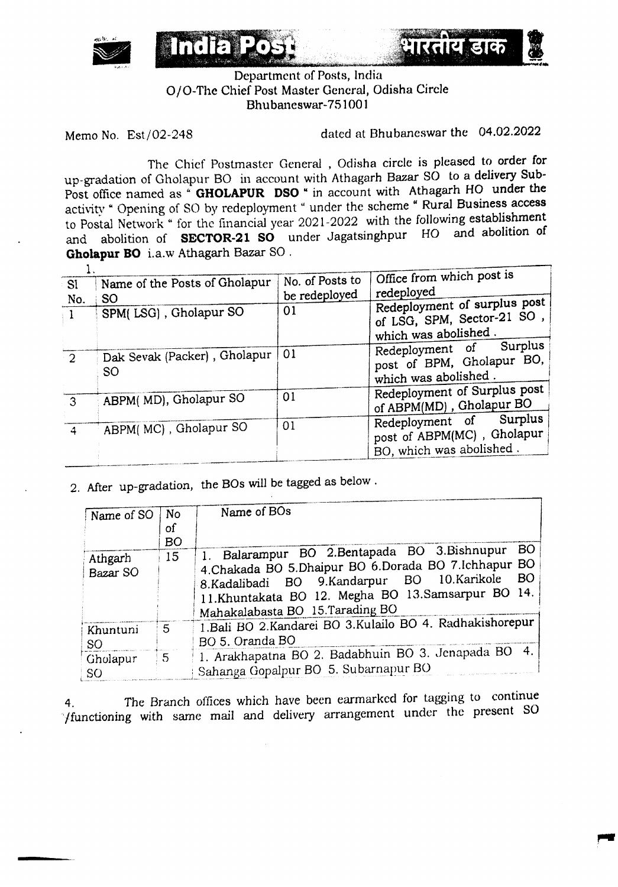India Post भारतीय डाक

Department of Posts, India
O/O-The Chief Post Master General, Odisha Circle
Bhubaneswar-751001

Memo No. Est/02-248 dated at Bhubaneswar the 04.02.2022

The Chief Postmaster General , Odisha circle is pleased to order for up-gradation of Gholapur BO in account with Athagarh Bazar SO to a delivery Sub-Post office named as " **GHOLAPUR DSO** " in account with Athagarh HO under the activity " Opening of SO by redeployment " under the scheme " Rural Business access to Postal Network " for the financial year 2021-2022 with the following establishment and abolition of **SECTOR-21 SO** under Jagatsinghpur HO and abolition of **Gholapur BO** i.a.w Athagarh Bazar SO .

1.

| Sl No. | Name of the Posts of Gholapur SO | No. of Posts to be redeployed | Office from which post is redeployed |
|---|---|---|---|
| 1 | SPM( LSG) , Gholapur SO | 01 | Redeployment of surplus post of LSG, SPM, Sector-21 SO , which was abolished . |
| 2 | Dak Sevak (Packer) , Gholapur SO | 01 | Redeployment of Surplus post of BPM, Gholapur BO, which was abolished . |
| 3 | ABPM( MD), Gholapur SO | 01 | Redeployment of Surplus post of ABPM(MD) , Gholapur BO |
| 4 | ABPM( MC) , Gholapur SO | 01 | Redeployment of Surplus post of ABPM(MC) , Gholapur BO, which was abolished . |

2. After up-gradation, the BOs will be tagged as below .

| Name of SO | No of BO | Name of BOs |
|---|---|---|
| Athgarh Bazar SO | 15 | 1. Balarampur BO 2.Bentapada BO 3.Bishnupur BO 4.Chakada BO 5.Dhaipur BO 6.Dorada BO 7.Ichhapur BO 8.Kadalibadi BO 9.Kandarpur BO 10.Karikole BO 11.Khuntakata BO 12. Megha BO 13.Samsarpur BO 14. Mahakalabasta BO 15.Tarading BO |
| Khuntuni SO | 5 | 1.Bali BO 2.Kandarei BO 3.Kulailo BO 4. Radhakishorepur BO 5. Oranda BO |
| Gholapur SO | 5 | 1. Arakhapatna BO 2. Badabhuin BO 3. Jenapada BO 4. Sahanga Gopalpur BO 5. Subarnapur BO |

4. The Branch offices which have been earmarked for tagging to continue /functioning with same mail and delivery arrangement under the present SO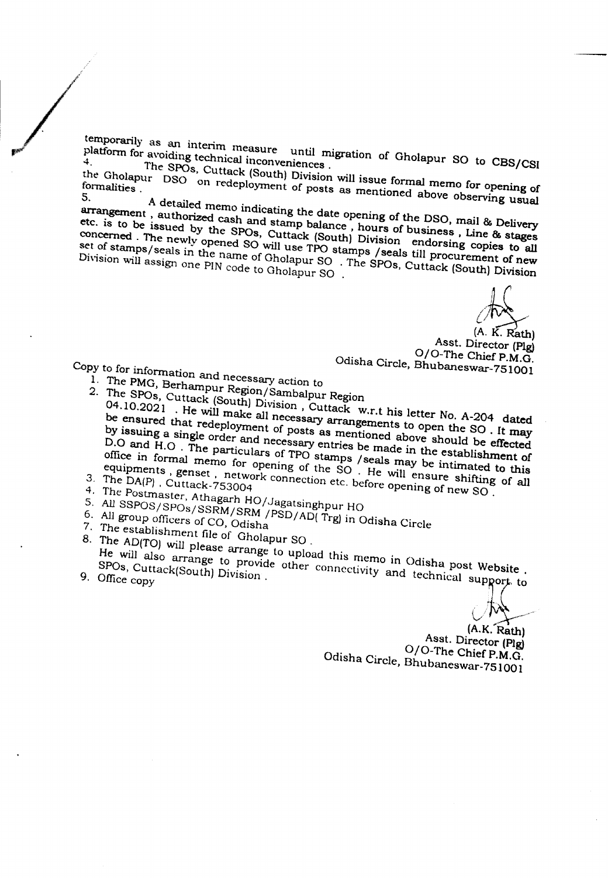temporarily as an interim measure until migration of Gholapur SO to CBS/CSI platform for avoiding technical inconveniences .

4. The SPOs, Cuttack (South) Division will issue formal memo for opening of the Gholapur DSO on redeployment of posts as mentioned above observing usual formalities .

5. A detailed memo indicating the date opening of the DSO, mail & Delivery arrangement , authorized cash and stamp balance , hours of business , Line & stages etc. is to be issued by the SPOs, Cuttack (South) Division endorsing copies to all concerned . The newly opened SO will use TPO stamps /seals till procurement of new set of stamps/seals in the name of Gholapur SO . The SPOs, Cuttack (South) Division will assign one PIN code to Gholapur SO .

(A. K. Rath)
Asst. Director (Plg)
O/O-The Chief P.M.G.
Odisha Circle, Bhubaneswar-751001

Copy to for information and necessary action to

1. The PMG, Berhampur Region/Sambalpur Region
2. The SPOs, Cuttack (South) Division , Cuttack w.r.t his letter No. A-204 dated 04.10.2021 . He will make all necessary arrangements to open the SO . It may be ensured that redeployment of posts as mentioned above should be effected by issuing a single order and necessary entries be made in the establishment of D.O and H.O . The particulars of TPO stamps /seals may be intimated to this office in formal memo for opening of the SO . He will ensure shifting of all equipments , genset , network connection etc. before opening of new SO .
3. The DA(P) , Cuttack-753004
4. The Postmaster, Athagarh HO/Jagatsinghpur HO
5. All SSPOS/SPOs/SSRM/SRM /PSD/AD( Trg) in Odisha Circle
6. All group officers of CO, Odisha
7. The establishment file of Gholapur SO .
8. The AD(TO) will please arrange to upload this memo in Odisha post Website . He will also arrange to provide other connectivity and technical support to SPOs, Cuttack(South) Division .
9. Office copy

(A.K. Rath)
Asst. Director (Plg)
O/O-The Chief P.M.G.
Odisha Circle, Bhubaneswar-751001